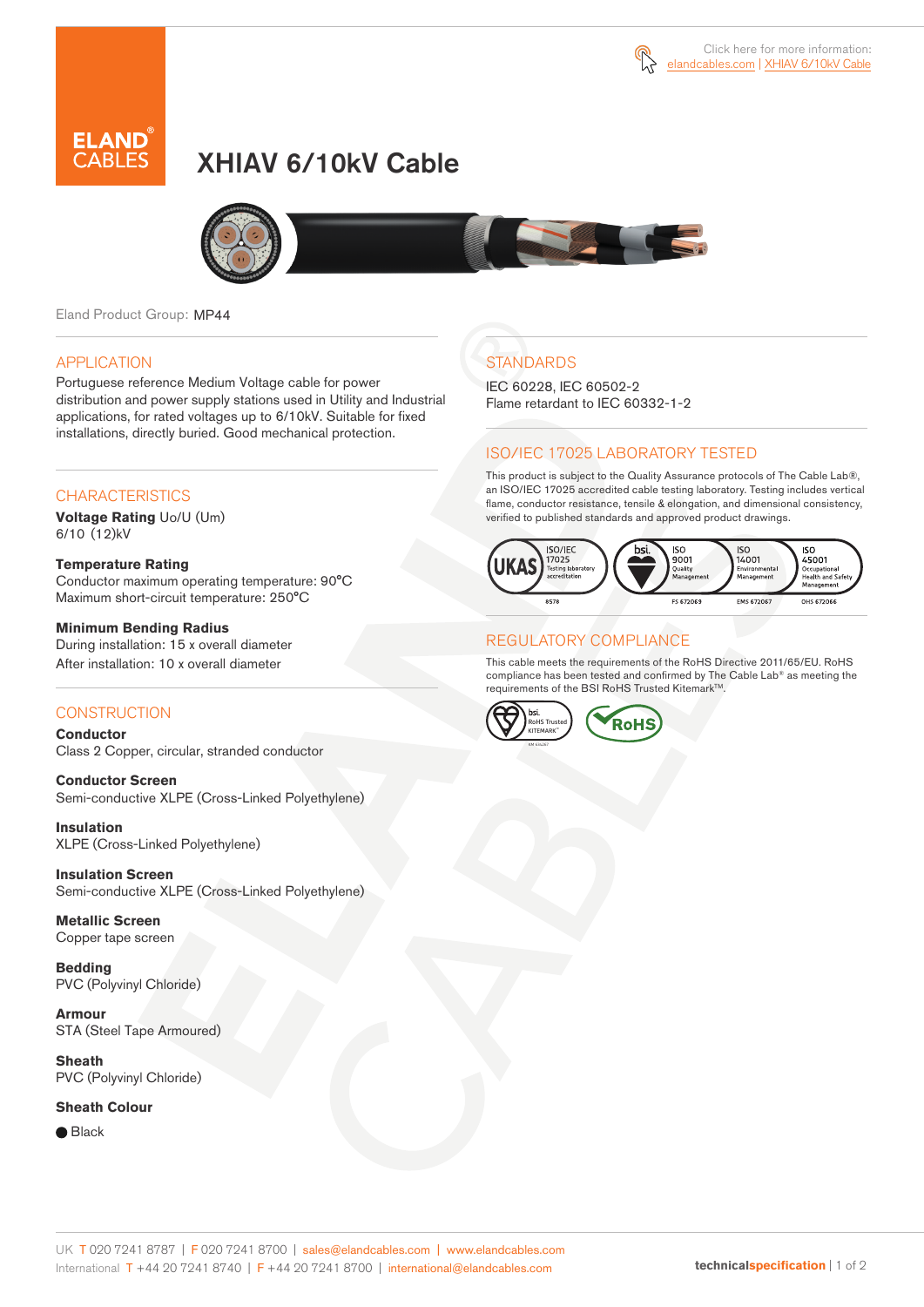Click here for more information: elandcables.com | XHIAV 6/10kV Cable

# XHIAV 6/10kV Cable

Eland Product Group: MP44

## APPLICATION

Portuguese reference Medium Voltage cable for power distribution and power supply stations used in Utility and Industrial applications, for rated voltages up to 6/10kV. Suitable for fixed installations, directly buried. Good mechanical protection.

## CHARACTERISTICS

**Voltage Rating** Uo/U (Um)
6/10 (12)kV

**Temperature Rating**
Conductor maximum operating temperature: 90°C
Maximum short-circuit temperature: 250°C

**Minimum Bending Radius**
During installation: 15 x overall diameter
After installation: 10 x overall diameter

## CONSTRUCTION

**Conductor**
Class 2 Copper, circular, stranded conductor

**Conductor Screen**
Semi-conductive XLPE (Cross-Linked Polyethylene)

**Insulation**
XLPE (Cross-Linked Polyethylene)

**Insulation Screen**
Semi-conductive XLPE (Cross-Linked Polyethylene)

**Metallic Screen**
Copper tape screen

**Bedding**
PVC (Polyvinyl Chloride)

**Armour**
STA (Steel Tape Armoured)

**Sheath**
PVC (Polyvinyl Chloride)

**Sheath Colour**

● Black

## STANDARDS

IEC 60228, IEC 60502-2
Flame retardant to IEC 60332-1-2

## ISO/IEC 17025 LABORATORY TESTED

This product is subject to the Quality Assurance protocols of The Cable Lab®, an ISO/IEC 17025 accredited cable testing laboratory. Testing includes vertical flame, conductor resistance, tensile & elongation, and dimensional consistency, verified to published standards and approved product drawings.

UKAS ISO/IEC 17025 Testing laboratory accreditation 8578 | bsi. ISO 9001 Quality Management FS 672069 | ISO 14001 Environmental Management EMS 672067 | ISO 45001 Occupational Health and Safety Management OHS 672066

## REGULATORY COMPLIANCE

This cable meets the requirements of the RoHS Directive 2011/65/EU. RoHS compliance has been tested and confirmed by The Cable Lab® as meeting the requirements of the BSI RoHS Trusted Kitemark™.

bsi. RoHS Trusted KITEMARK™ | RoHS

UK T 020 7241 8787 | F 020 7241 8700 | sales@elandcables.com | www.elandcables.com
International T +44 20 7241 8740 | F +44 20 7241 8700 | international@elandcables.com

technicalspecification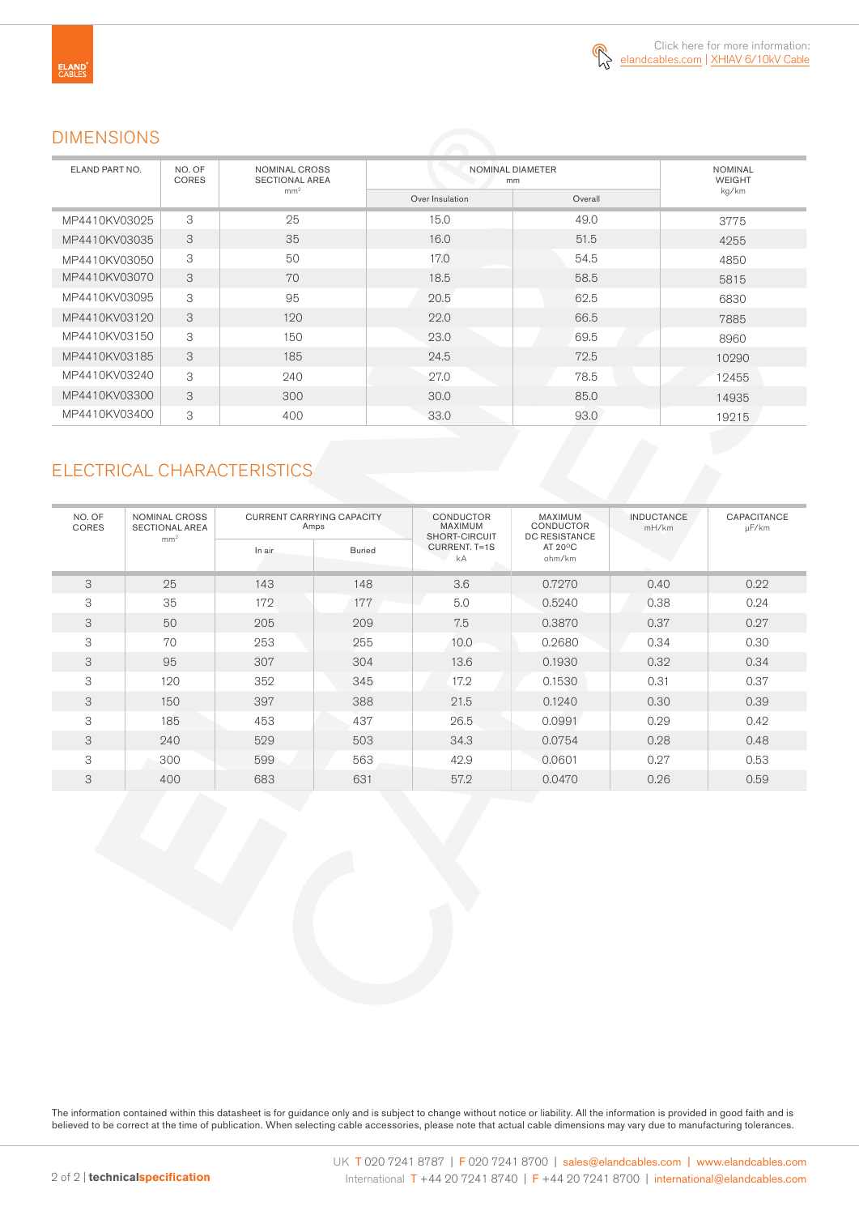Click here for more information: elandcables.com | XHIAV 6/10kV Cable

## DIMENSIONS

| ELAND PART NO. | NO. OF CORES | NOMINAL CROSS SECTIONAL AREA mm² | NOMINAL DIAMETER mm | | NOMINAL WEIGHT kg/km |
|---|---|---|---|---|---|
| | | | Over Insulation | Overall | |
| MP4410KV03025 | 3 | 25 | 15.0 | 49.0 | 3775 |
| MP4410KV03035 | 3 | 35 | 16.0 | 51.5 | 4255 |
| MP4410KV03050 | 3 | 50 | 17.0 | 54.5 | 4850 |
| MP4410KV03070 | 3 | 70 | 18.5 | 58.5 | 5815 |
| MP4410KV03095 | 3 | 95 | 20.5 | 62.5 | 6830 |
| MP4410KV03120 | 3 | 120 | 22.0 | 66.5 | 7885 |
| MP4410KV03150 | 3 | 150 | 23.0 | 69.5 | 8960 |
| MP4410KV03185 | 3 | 185 | 24.5 | 72.5 | 10290 |
| MP4410KV03240 | 3 | 240 | 27.0 | 78.5 | 12455 |
| MP4410KV03300 | 3 | 300 | 30.0 | 85.0 | 14935 |
| MP4410KV03400 | 3 | 400 | 33.0 | 93.0 | 19215 |

## ELECTRICAL CHARACTERISTICS

| NO. OF CORES | NOMINAL CROSS SECTIONAL AREA mm² | CURRENT CARRYING CAPACITY Amps | | CONDUCTOR MAXIMUM SHORT-CIRCUIT CURRENT. T=1S kA | MAXIMUM CONDUCTOR DC RESISTANCE AT 20°C ohm/km | INDUCTANCE mH/km | CAPACITANCE µF/km |
|---|---|---|---|---|---|---|---|
| | | In air | Buried | | | | |
| 3 | 25 | 143 | 148 | 3.6 | 0.7270 | 0.40 | 0.22 |
| 3 | 35 | 172 | 177 | 5.0 | 0.5240 | 0.38 | 0.24 |
| 3 | 50 | 205 | 209 | 7.5 | 0.3870 | 0.37 | 0.27 |
| 3 | 70 | 253 | 255 | 10.0 | 0.2680 | 0.34 | 0.30 |
| 3 | 95 | 307 | 304 | 13.6 | 0.1930 | 0.32 | 0.34 |
| 3 | 120 | 352 | 345 | 17.2 | 0.1530 | 0.31 | 0.37 |
| 3 | 150 | 397 | 388 | 21.5 | 0.1240 | 0.30 | 0.39 |
| 3 | 185 | 453 | 437 | 26.5 | 0.0991 | 0.29 | 0.42 |
| 3 | 240 | 529 | 503 | 34.3 | 0.0754 | 0.28 | 0.48 |
| 3 | 300 | 599 | 563 | 42.9 | 0.0601 | 0.27 | 0.53 |
| 3 | 400 | 683 | 631 | 57.2 | 0.0470 | 0.26 | 0.59 |

The information contained within this datasheet is for guidance only and is subject to change without notice or liability. All the information is provided in good faith and is believed to be correct at the time of publication. When selecting cable accessories, please note that actual cable dimensions may vary due to manufacturing tolerances.

UK T 020 7241 8787 | F 020 7241 8700 | sales@elandcables.com | www.elandcables.com
International T +44 20 7241 8740 | F +44 20 7241 8700 | international@elandcables.com